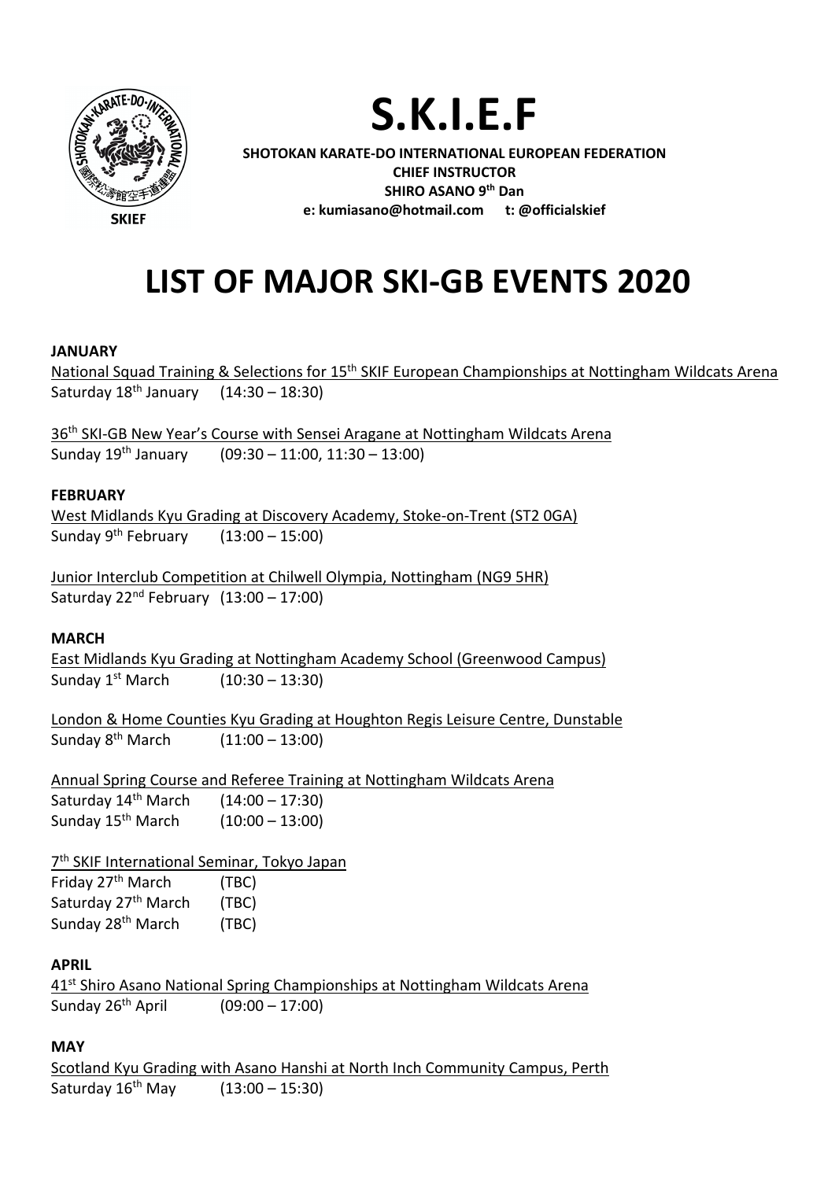# S.K.I.E.F

**SHOTOKAN KARATE-DO INTERNATIONAL EUROPEAN FEDERATION**
**CHIEF INSTRUCTOR**
**SHIRO ASANO 9th Dan**
**e: kumiasano@hotmail.com t: @officialskief**

SKIEF

# LIST OF MAJOR SKI-GB EVENTS 2020

**JANUARY**

National Squad Training & Selections for 15th SKIF European Championships at Nottingham Wildcats Arena
Saturday 18th January (14:30 – 18:30)

36th SKI-GB New Year's Course with Sensei Aragane at Nottingham Wildcats Arena
Sunday 19th January (09:30 – 11:00, 11:30 – 13:00)

**FEBRUARY**

West Midlands Kyu Grading at Discovery Academy, Stoke-on-Trent (ST2 0GA)
Sunday 9th February (13:00 – 15:00)

Junior Interclub Competition at Chilwell Olympia, Nottingham (NG9 5HR)
Saturday 22nd February (13:00 – 17:00)

**MARCH**

East Midlands Kyu Grading at Nottingham Academy School (Greenwood Campus)
Sunday 1st March (10:30 – 13:30)

London & Home Counties Kyu Grading at Houghton Regis Leisure Centre, Dunstable
Sunday 8th March (11:00 – 13:00)

Annual Spring Course and Referee Training at Nottingham Wildcats Arena
Saturday 14th March (14:00 – 17:30)
Sunday 15th March (10:00 – 13:00)

7th SKIF International Seminar, Tokyo Japan
Friday 27th March (TBC)
Saturday 27th March (TBC)
Sunday 28th March (TBC)

**APRIL**

41st Shiro Asano National Spring Championships at Nottingham Wildcats Arena
Sunday 26th April (09:00 – 17:00)

**MAY**

Scotland Kyu Grading with Asano Hanshi at North Inch Community Campus, Perth
Saturday 16th May (13:00 – 15:30)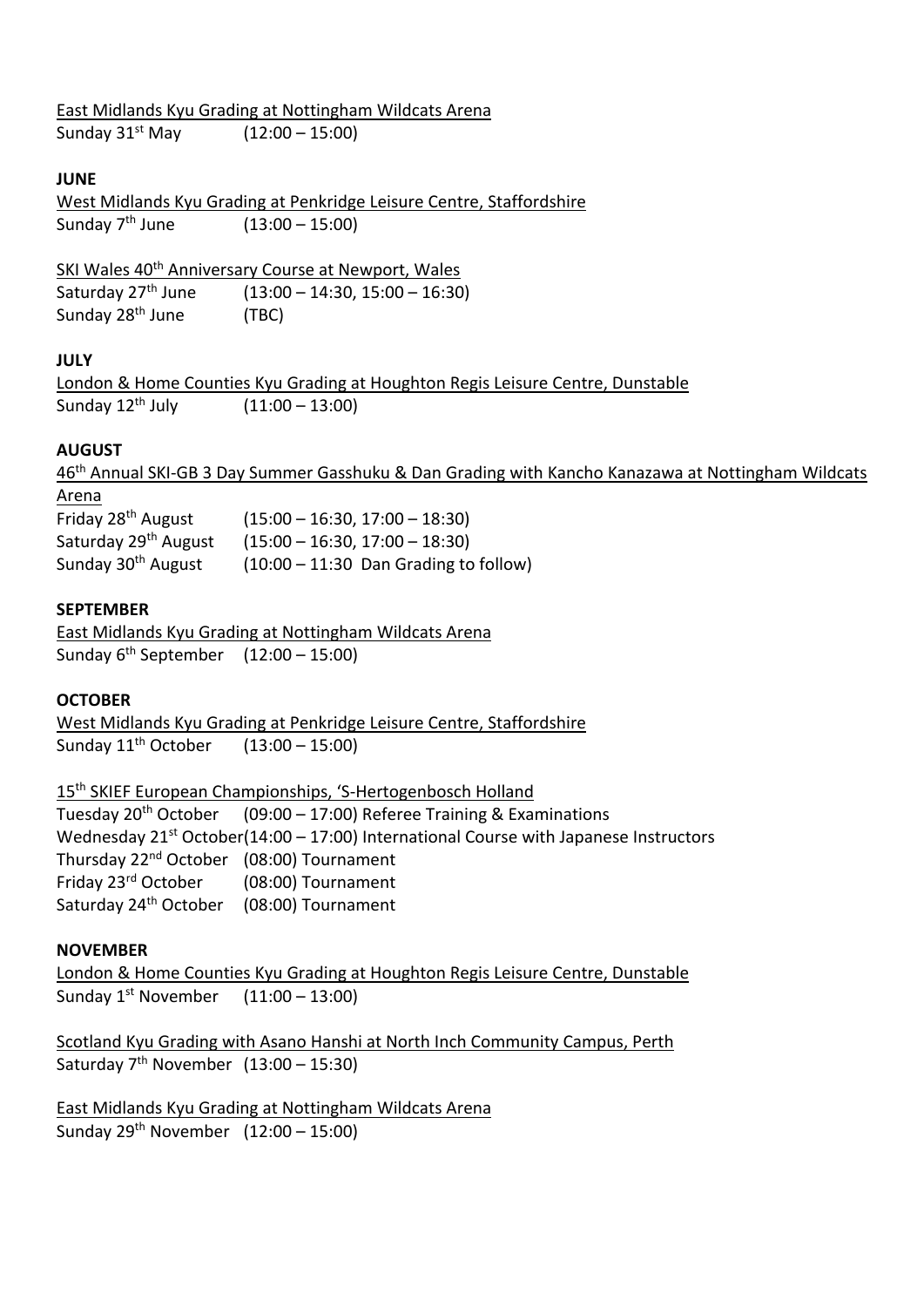East Midlands Kyu Grading at Nottingham Wildcats Arena
Sunday 31st May (12:00 – 15:00)

**JUNE**

West Midlands Kyu Grading at Penkridge Leisure Centre, Staffordshire
Sunday 7th June (13:00 – 15:00)

SKI Wales 40th Anniversary Course at Newport, Wales
Saturday 27th June (13:00 – 14:30, 15:00 – 16:30)
Sunday 28th June (TBC)

**JULY**

London & Home Counties Kyu Grading at Houghton Regis Leisure Centre, Dunstable
Sunday 12th July (11:00 – 13:00)

**AUGUST**

46th Annual SKI-GB 3 Day Summer Gasshuku & Dan Grading with Kancho Kanazawa at Nottingham Wildcats Arena
Friday 28th August (15:00 – 16:30, 17:00 – 18:30)
Saturday 29th August (15:00 – 16:30, 17:00 – 18:30)
Sunday 30th August (10:00 – 11:30 Dan Grading to follow)

**SEPTEMBER**

East Midlands Kyu Grading at Nottingham Wildcats Arena
Sunday 6th September (12:00 – 15:00)

**OCTOBER**

West Midlands Kyu Grading at Penkridge Leisure Centre, Staffordshire
Sunday 11th October (13:00 – 15:00)

15th SKIEF European Championships, 'S-Hertogenbosch Holland
Tuesday 20th October (09:00 – 17:00) Referee Training & Examinations
Wednesday 21st October (14:00 – 17:00) International Course with Japanese Instructors
Thursday 22nd October (08:00) Tournament
Friday 23rd October (08:00) Tournament
Saturday 24th October (08:00) Tournament

**NOVEMBER**

London & Home Counties Kyu Grading at Houghton Regis Leisure Centre, Dunstable
Sunday 1st November (11:00 – 13:00)

Scotland Kyu Grading with Asano Hanshi at North Inch Community Campus, Perth
Saturday 7th November (13:00 – 15:30)

East Midlands Kyu Grading at Nottingham Wildcats Arena
Sunday 29th November (12:00 – 15:00)